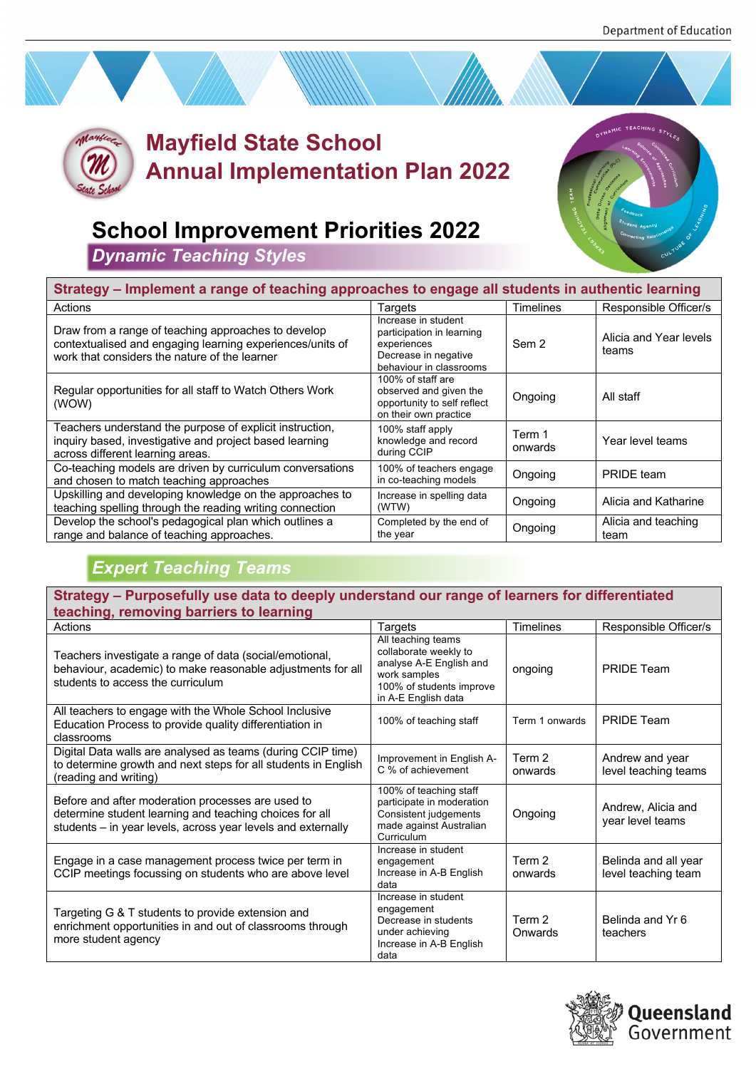# Mayfield State School
# Annual Implementation Plan 2022

## School Improvement Priorities 2022

### *Dynamic Teaching Styles*

| **Strategy – Implement a range of teaching approaches to engage all students in authentic learning** | | | |
|---|---|---|---|
| Actions | Targets | Timelines | Responsible Officer/s |
| Draw from a range of teaching approaches to develop contextualised and engaging learning experiences/units of work that considers the nature of the learner | Increase in student participation in learning experiences<br>Decrease in negative behaviour in classrooms | Sem 2 | Alicia and Year levels teams |
| Regular opportunities for all staff to Watch Others Work (WOW) | 100% of staff are observed and given the opportunity to self reflect on their own practice | Ongoing | All staff |
| Teachers understand the purpose of explicit instruction, inquiry based, investigative and project based learning across different learning areas. | 100% staff apply knowledge and record during CCIP | Term 1 onwards | Year level teams |
| Co-teaching models are driven by curriculum conversations and chosen to match teaching approaches | 100% of teachers engage in co-teaching models | Ongoing | PRIDE team |
| Upskilling and developing knowledge on the approaches to teaching spelling through the reading writing connection | Increase in spelling data (WTW) | Ongoing | Alicia and Katharine |
| Develop the school's pedagogical plan which outlines a range and balance of teaching approaches. | Completed by the end of the year | Ongoing | Alicia and teaching team |

### *Expert Teaching Teams*

| **Strategy – Purposefully use data to deeply understand our range of learners for differentiated teaching, removing barriers to learning** | | | |
|---|---|---|---|
| Actions | Targets | Timelines | Responsible Officer/s |
| Teachers investigate a range of data (social/emotional, behaviour, academic) to make reasonable adjustments for all students to access the curriculum | All teaching teams collaborate weekly to analyse A-E English and work samples<br>100% of students improve in A-E English data | ongoing | PRIDE Team |
| All teachers to engage with the Whole School Inclusive Education Process to provide quality differentiation in classrooms | 100% of teaching staff | Term 1 onwards | PRIDE Team |
| Digital Data walls are analysed as teams (during CCIP time) to determine growth and next steps for all students in English (reading and writing) | Improvement in English A-C % of achievement | Term 2 onwards | Andrew and year level teaching teams |
| Before and after moderation processes are used to determine student learning and teaching choices for all students – in year levels, across year levels and externally | 100% of teaching staff participate in moderation<br>Consistent judgements made against Australian Curriculum | Ongoing | Andrew, Alicia and year level teams |
| Engage in a case management process twice per term in CCIP meetings focussing on students who are above level | Increase in student engagement<br>Increase in A-B English data | Term 2 onwards | Belinda and all year level teaching team |
| Targeting G & T students to provide extension and enrichment opportunities in and out of classrooms through more student agency | Increase in student engagement<br>Decrease in students under achieving<br>Increase in A-B English data | Term 2 Onwards | Belinda and Yr 6 teachers |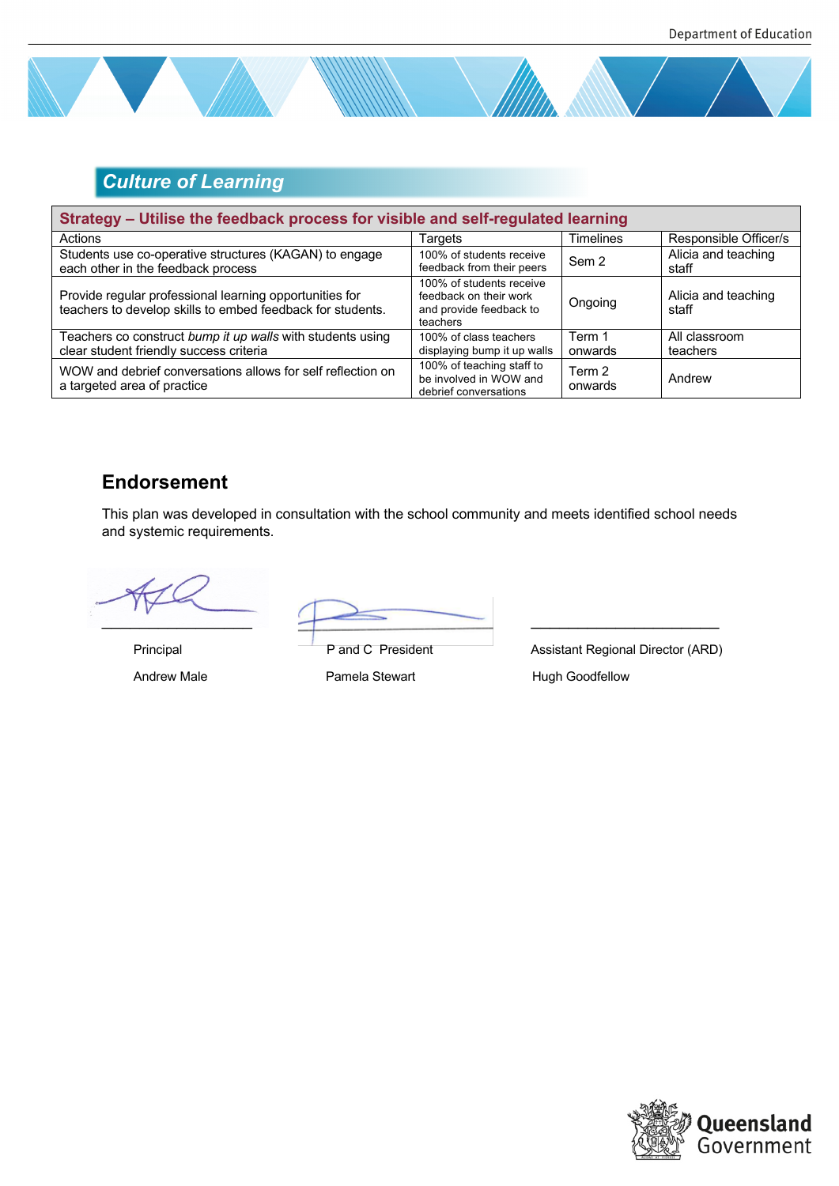## Culture of Learning

| Strategy – Utilise the feedback process for visible and self-regulated learning | | | |
|---|---|---|---|
| Actions | Targets | Timelines | Responsible Officer/s |
| Students use co-operative structures (KAGAN) to engage each other in the feedback process | 100% of students receive feedback from their peers | Sem 2 | Alicia and teaching staff |
| Provide regular professional learning opportunities for teachers to develop skills to embed feedback for students. | 100% of students receive feedback on their work and provide feedback to teachers | Ongoing | Alicia and teaching staff |
| Teachers co construct *bump it up walls* with students using clear student friendly success criteria | 100% of class teachers displaying bump it up walls | Term 1 onwards | All classroom teachers |
| WOW and debrief conversations allows for self reflection on a targeted area of practice | 100% of teaching staff to be involved in WOW and debrief conversations | Term 2 onwards | Andrew |

## Endorsement

This plan was developed in consultation with the school community and meets identified school needs and systemic requirements.

Principal
Andrew Male

P and C President
Pamela Stewart

Assistant Regional Director (ARD)
Hugh Goodfellow